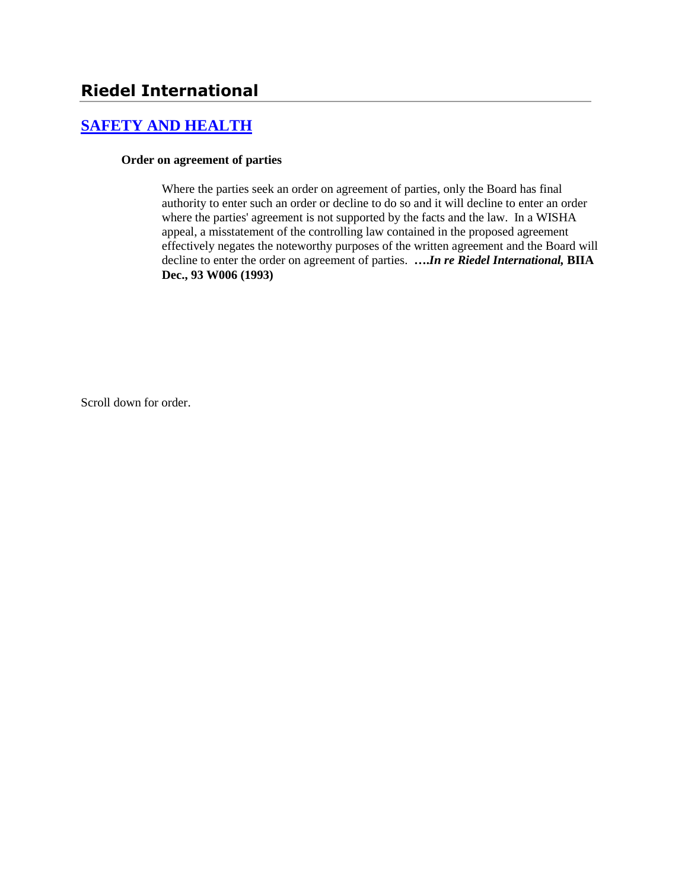# Riedel International

## [SAFETY AND HEALTH]

**Order on agreement of parties**

Where the parties seek an order on agreement of parties, only the Board has final authority to enter such an order or decline to do so and it will decline to enter an order where the parties' agreement is not supported by the facts and the law. In a WISHA appeal, a misstatement of the controlling law contained in the proposed agreement effectively negates the noteworthy purposes of the written agreement and the Board will decline to enter the order on agreement of parties. ***….In re Riedel International,* BIIA Dec., 93 W006 (1993)**

Scroll down for order.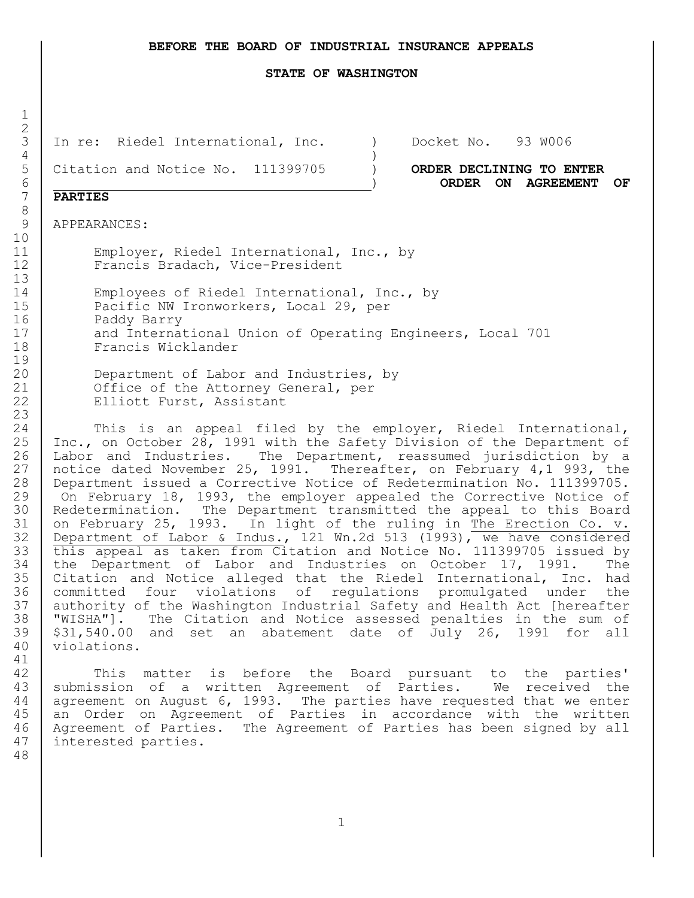**BEFORE THE BOARD OF INDUSTRIAL INSURANCE APPEALS**

**STATE OF WASHINGTON**

In re: Riedel International, Inc. ) Docket No. 93 W006
)
Citation and Notice No. 111399705 ) **ORDER DECLINING TO ENTER ORDER ON AGREEMENT OF PARTIES**

APPEARANCES:

Employer, Riedel International, Inc., by
Francis Bradach, Vice-President

Employees of Riedel International, Inc., by
Pacific NW Ironworkers, Local 29, per
Paddy Barry
and International Union of Operating Engineers, Local 701
Francis Wicklander

Department of Labor and Industries, by
Office of the Attorney General, per
Elliott Furst, Assistant

This is an appeal filed by the employer, Riedel International, Inc., on October 28, 1991 with the Safety Division of the Department of Labor and Industries. The Department, reassumed jurisdiction by a notice dated November 25, 1991. Thereafter, on February 4,1 993, the Department issued a Corrective Notice of Redetermination No. 111399705. On February 18, 1993, the employer appealed the Corrective Notice of Redetermination. The Department transmitted the appeal to this Board on February 25, 1993. In light of the ruling in The Erection Co. v. Department of Labor & Indus., 121 Wn.2d 513 (1993), we have considered this appeal as taken from Citation and Notice No. 111399705 issued by the Department of Labor and Industries on October 17, 1991. The Citation and Notice alleged that the Riedel International, Inc. had committed four violations of regulations promulgated under the authority of the Washington Industrial Safety and Health Act [hereafter "WISHA"]. The Citation and Notice assessed penalties in the sum of $31,540.00 and set an abatement date of July 26, 1991 for all violations.

This matter is before the Board pursuant to the parties' submission of a written Agreement of Parties. We received the agreement on August 6, 1993. The parties have requested that we enter an Order on Agreement of Parties in accordance with the written Agreement of Parties. The Agreement of Parties has been signed by all interested parties.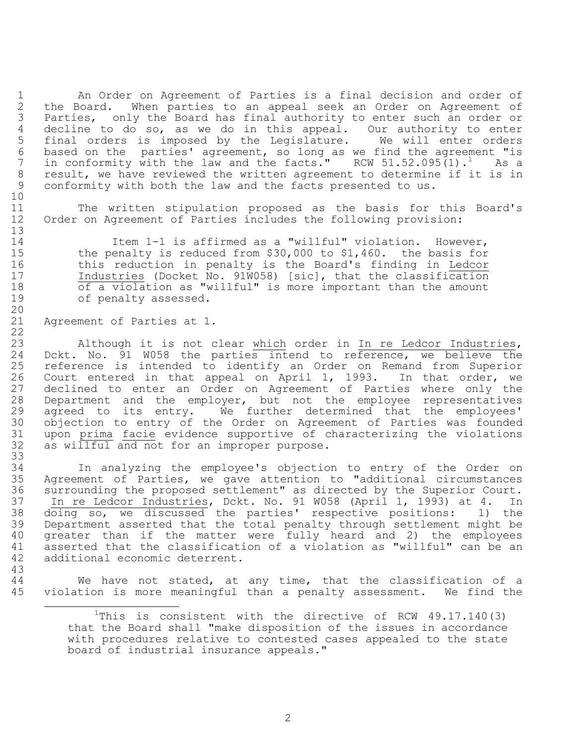An Order on Agreement of Parties is a final decision and order of the Board. When parties to an appeal seek an Order on Agreement of Parties, only the Board has final authority to enter such an order or decline to do so, as we do in this appeal. Our authority to enter final orders is imposed by the Legislature. We will enter orders based on the parties' agreement, so long as we find the agreement "is in conformity with the law and the facts." RCW 51.52.095(1).[1] As a result, we have reviewed the written agreement to determine if it is in conformity with both the law and the facts presented to us.

The written stipulation proposed as the basis for this Board's Order on Agreement of Parties includes the following provision:

> Item 1-1 is affirmed as a "willful" violation. However, the penalty is reduced from $30,000 to $1,460. the basis for this reduction in penalty is the Board's finding in Ledcor Industries (Docket No. 91W058) [sic], that the classification of a violation as "willful" is more important than the amount of penalty assessed.

Agreement of Parties at 1.

Although it is not clear *which* order in *In re Ledcor Industries*, Dckt. No. 91 W058 the parties intend to reference, we believe the reference is intended to identify an Order on Remand from Superior Court entered in that appeal on April 1, 1993. In that order, we declined to enter an Order on Agreement of Parties where only the Department and the employer, but not the employee representatives agreed to its entry. We further determined that the employees' objection to entry of the Order on Agreement of Parties was founded upon *prima facie* evidence supportive of characterizing the violations as willful and not for an improper purpose.

In analyzing the employee's objection to entry of the Order on Agreement of Parties, we gave attention to "additional circumstances surrounding the proposed settlement" as directed by the Superior Court. *In re Ledcor Industries*, Dckt. No. 91 W058 (April 1, 1993) at 4. In doing so, we discussed the parties' respective positions: 1) the Department asserted that the total penalty through settlement might be greater than if the matter were fully heard and 2) the employees asserted that the classification of a violation as "willful" can be an additional economic deterrent.

We have not stated, at any time, that the classification of a violation is more meaningful than a penalty assessment. We find the

[1] This is consistent with the directive of RCW 49.17.140(3) that the Board shall "make disposition of the issues in accordance with procedures relative to contested cases appealed to the state board of industrial insurance appeals."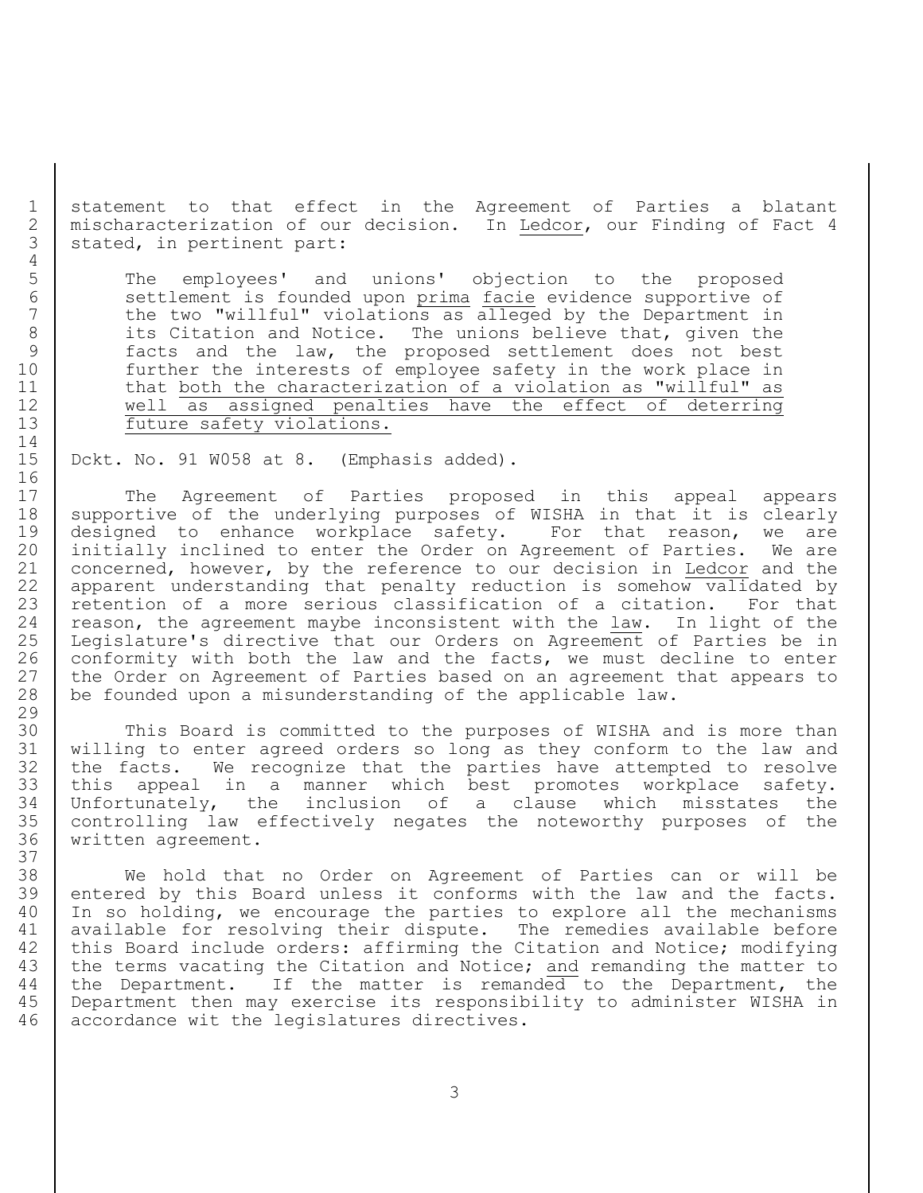statement to that effect in the Agreement of Parties a blatant mischaracterization of our decision. In Ledcor, our Finding of Fact 4 stated, in pertinent part:

> The employees' and unions' objection to the proposed settlement is founded upon prima facie evidence supportive of the two "willful" violations as alleged by the Department in its Citation and Notice. The unions believe that, given the facts and the law, the proposed settlement does not best further the interests of employee safety in the work place in that both the characterization of a violation as "willful" as well as assigned penalties have the effect of deterring future safety violations.

Dckt. No. 91 W058 at 8. (Emphasis added).

The Agreement of Parties proposed in this appeal appears supportive of the underlying purposes of WISHA in that it is clearly designed to enhance workplace safety. For that reason, we are initially inclined to enter the Order on Agreement of Parties. We are concerned, however, by the reference to our decision in Ledcor and the apparent understanding that penalty reduction is somehow validated by retention of a more serious classification of a citation. For that reason, the agreement maybe inconsistent with the law. In light of the Legislature's directive that our Orders on Agreement of Parties be in conformity with both the law and the facts, we must decline to enter the Order on Agreement of Parties based on an agreement that appears to be founded upon a misunderstanding of the applicable law.

This Board is committed to the purposes of WISHA and is more than willing to enter agreed orders so long as they conform to the law and the facts. We recognize that the parties have attempted to resolve this appeal in a manner which best promotes workplace safety. Unfortunately, the inclusion of a clause which misstates the controlling law effectively negates the noteworthy purposes of the written agreement.

We hold that no Order on Agreement of Parties can or will be entered by this Board unless it conforms with the law and the facts. In so holding, we encourage the parties to explore all the mechanisms available for resolving their dispute. The remedies available before this Board include orders: affirming the Citation and Notice; modifying the terms vacating the Citation and Notice; and remanding the matter to the Department. If the matter is remanded to the Department, the Department then may exercise its responsibility to administer WISHA in accordance wit the legislatures directives.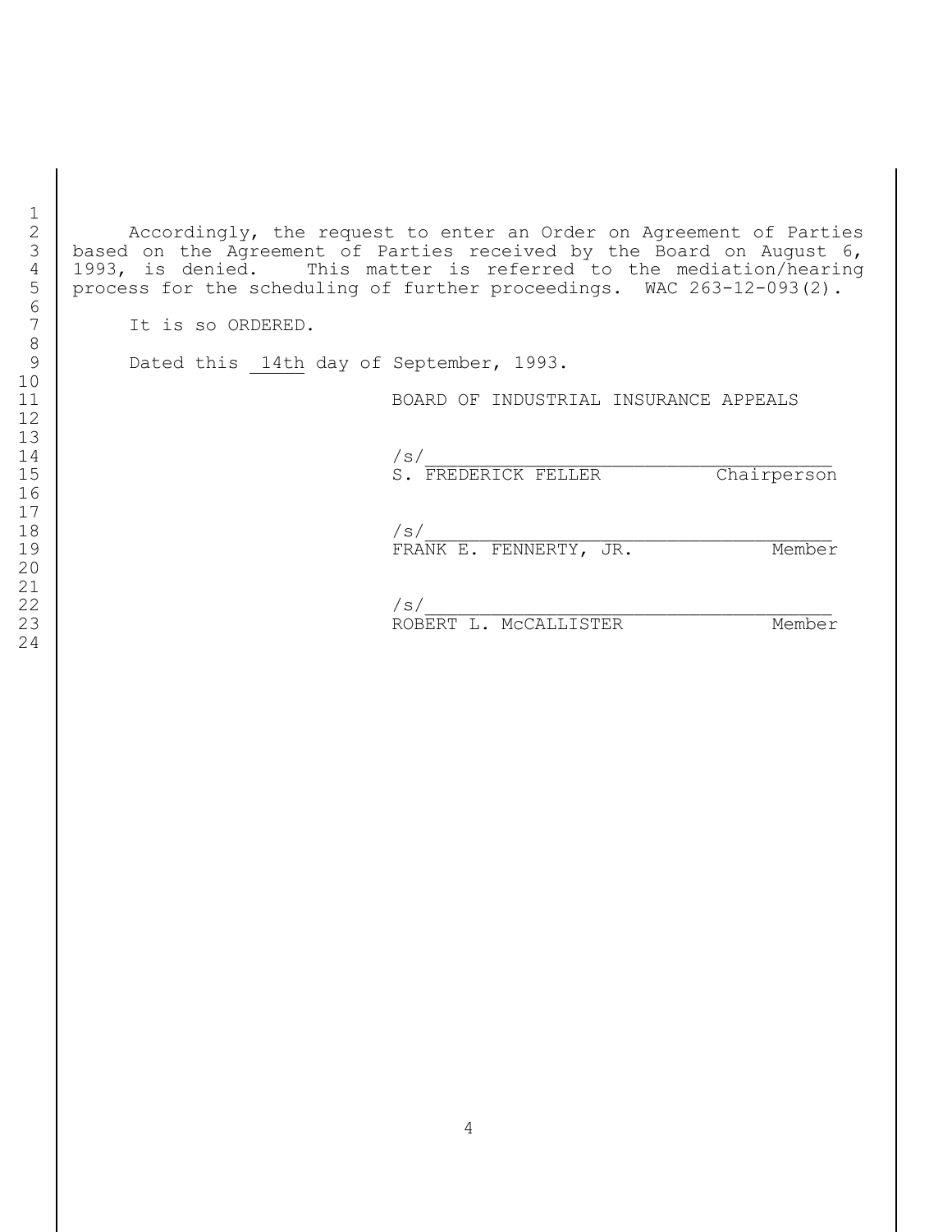Accordingly, the request to enter an Order on Agreement of Parties based on the Agreement of Parties received by the Board on August 6, 1993, is denied. This matter is referred to the mediation/hearing process for the scheduling of further proceedings. WAC 263-12-093(2).

It is so ORDERED.

Dated this 14th day of September, 1993.

BOARD OF INDUSTRIAL INSURANCE APPEALS

/s/
S. FREDERICK FELLER Chairperson

/s/
FRANK E. FENNERTY, JR. Member

/s/
ROBERT L. McCALLISTER Member